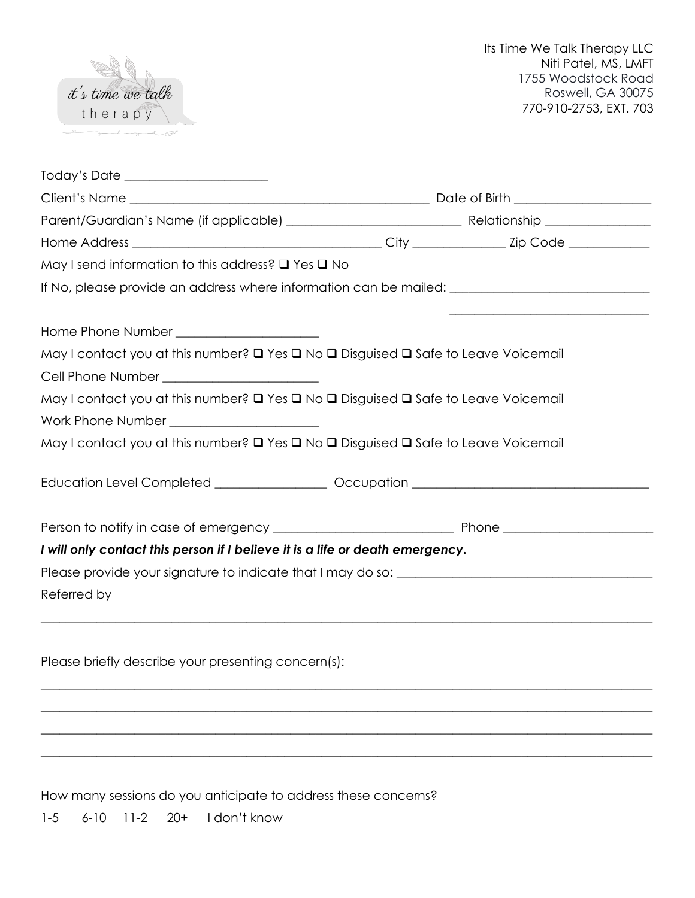it's time we talk therapy

Its Time We Talk Therapy LLC
Niti Patel, MS, LMFT
1755 Woodstock Road
Roswell, GA 30075
770-910-2753, EXT. 703

Today's Date ______________________

Client's Name ______________________________________________ Date of Birth _____________________

Parent/Guardian's Name (if applicable) ___________________________ Relationship ________________

Home Address ______________________________________ City ______________ Zip Code ____________

May I send information to this address? ❑ Yes ❑ No

If No, please provide an address where information can be mailed: ______________________________

______________________________

Home Phone Number ______________________

May I contact you at this number? ❑ Yes ❑ No ❑ Disguised ❑ Safe to Leave Voicemail

Cell Phone Number ________________________

May I contact you at this number? ❑ Yes ❑ No ❑ Disguised ❑ Safe to Leave Voicemail

Work Phone Number _______________________

May I contact you at this number? ❑ Yes ❑ No ❑ Disguised ❑ Safe to Leave Voicemail

Education Level Completed _________________ Occupation ____________________________________

Person to notify in case of emergency ____________________________ Phone _______________________

***I will only contact this person if I believe it is a life or death emergency.***

Please provide your signature to indicate that I may do so: ________________________________________

Referred by

_____________________________________________________________________________________

Please briefly describe your presenting concern(s):

_____________________________________________________________________________________

_____________________________________________________________________________________

_____________________________________________________________________________________

_____________________________________________________________________________________

How many sessions do you anticipate to address these concerns?

1-5 6-10 11-2 20+ I don't know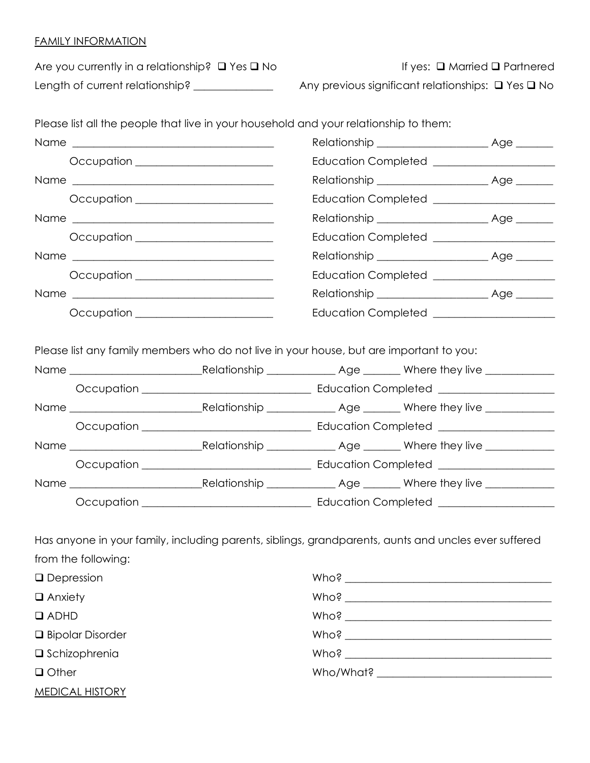FAMILY INFORMATION

Are you currently in a relationship? ❑ Yes ❑ No If yes: ❑ Married ❑ Partnered

Length of current relationship? ______________ Any previous significant relationships: ❑ Yes ❑ No

Please list all the people that live in your household and your relationship to them:

Name ____________________________________ Relationship ___________________ Age _______

Occupation ________________________ Education Completed _____________________

Name ____________________________________ Relationship ___________________ Age _______

Occupation ________________________ Education Completed _____________________

Name ____________________________________ Relationship ___________________ Age _______

Occupation ________________________ Education Completed _____________________

Name ____________________________________ Relationship ___________________ Age _______

Occupation ________________________ Education Completed _____________________

Name ____________________________________ Relationship ___________________ Age _______

Occupation ________________________ Education Completed _____________________

Please list any family members who do not live in your house, but are important to you:

Name ________________________Relationship ____________ Age _______ Where they live ____________

Occupation ______________________________ Education Completed ____________________

Name ________________________Relationship ____________ Age _______ Where they live ____________

Occupation ______________________________ Education Completed ____________________

Name ________________________Relationship ____________ Age _______ Where they live ____________

Occupation ______________________________ Education Completed ____________________

Name ________________________Relationship ____________ Age _______ Where they live ____________

Occupation ______________________________ Education Completed ____________________

Has anyone in your family, including parents, siblings, grandparents, aunts and uncles ever suffered from the following:

❑ Depression Who? ______________________________________

❑ Anxiety Who? ______________________________________

❑ ADHD Who? ______________________________________

❑ Bipolar Disorder Who? ______________________________________

❑ Schizophrenia Who? ______________________________________

❑ Other Who/What? ________________________________

MEDICAL HISTORY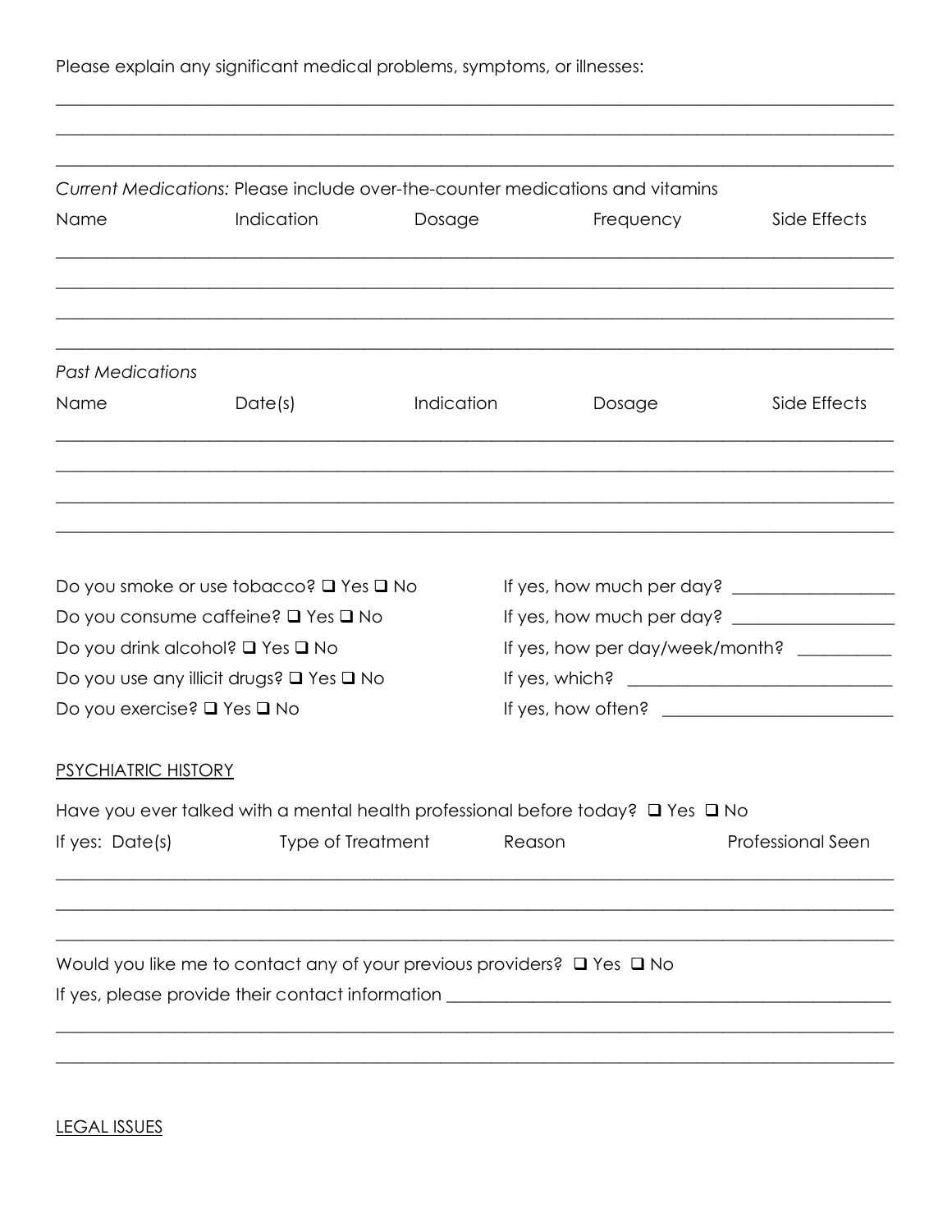Please explain any significant medical problems, symptoms, or illnesses:

\_\_\_\_\_\_\_\_\_\_\_\_\_\_\_\_\_\_\_\_\_\_\_\_\_\_\_\_\_\_\_\_\_\_\_\_\_\_\_\_\_\_\_\_\_\_\_\_\_\_\_\_\_\_\_\_\_\_\_\_\_\_\_\_\_\_\_\_\_\_\_\_\_\_\_\_\_\_\_\_\_\_\_\_\_\_\_\_\_\_

\_\_\_\_\_\_\_\_\_\_\_\_\_\_\_\_\_\_\_\_\_\_\_\_\_\_\_\_\_\_\_\_\_\_\_\_\_\_\_\_\_\_\_\_\_\_\_\_\_\_\_\_\_\_\_\_\_\_\_\_\_\_\_\_\_\_\_\_\_\_\_\_\_\_\_\_\_\_\_\_\_\_\_\_\_\_\_\_\_\_

\_\_\_\_\_\_\_\_\_\_\_\_\_\_\_\_\_\_\_\_\_\_\_\_\_\_\_\_\_\_\_\_\_\_\_\_\_\_\_\_\_\_\_\_\_\_\_\_\_\_\_\_\_\_\_\_\_\_\_\_\_\_\_\_\_\_\_\_\_\_\_\_\_\_\_\_\_\_\_\_\_\_\_\_\_\_\_\_\_\_

*Current Medications:* Please include over-the-counter medications and vitamins

| Name | Indication | Dosage | Frequency | Side Effects |
|---|---|---|---|---|
| | | | | |
| | | | | |
| | | | | |
| | | | | |

*Past Medications*

| Name | Date(s) | Indication | Dosage | Side Effects |
|---|---|---|---|---|
| | | | | |
| | | | | |
| | | | | |
| | | | | |

Do you smoke or use tobacco? ❑ Yes ❑ No If yes, how much per day? \_\_\_\_\_\_\_\_\_\_\_\_\_\_\_\_\_\_

Do you consume caffeine? ❑ Yes ❑ No If yes, how much per day? \_\_\_\_\_\_\_\_\_\_\_\_\_\_\_\_\_\_

Do you drink alcohol? ❑ Yes ❑ No If yes, how per day/week/month? \_\_\_\_\_\_\_\_\_\_\_

Do you use any illicit drugs? ❑ Yes ❑ No If yes, which? \_\_\_\_\_\_\_\_\_\_\_\_\_\_\_\_\_\_\_\_\_\_\_\_\_\_\_\_\_\_

Do you exercise? ❑ Yes ❑ No If yes, how often? \_\_\_\_\_\_\_\_\_\_\_\_\_\_\_\_\_\_\_\_\_\_\_\_\_\_\_

## PSYCHIATRIC HISTORY

Have you ever talked with a mental health professional before today? ❑ Yes ❑ No

| If yes: Date(s) | Type of Treatment | Reason | Professional Seen |
|---|---|---|---|
| | | | |
| | | | |
| | | | |

Would you like me to contact any of your previous providers? ❑ Yes ❑ No

If yes, please provide their contact information \_\_\_\_\_\_\_\_\_\_\_\_\_\_\_\_\_\_\_\_\_\_\_\_\_\_\_\_\_\_\_\_\_\_\_\_\_\_\_\_\_\_\_\_\_\_\_\_\_

\_\_\_\_\_\_\_\_\_\_\_\_\_\_\_\_\_\_\_\_\_\_\_\_\_\_\_\_\_\_\_\_\_\_\_\_\_\_\_\_\_\_\_\_\_\_\_\_\_\_\_\_\_\_\_\_\_\_\_\_\_\_\_\_\_\_\_\_\_\_\_\_\_\_\_\_\_\_\_\_\_\_\_\_\_\_\_\_\_\_

\_\_\_\_\_\_\_\_\_\_\_\_\_\_\_\_\_\_\_\_\_\_\_\_\_\_\_\_\_\_\_\_\_\_\_\_\_\_\_\_\_\_\_\_\_\_\_\_\_\_\_\_\_\_\_\_\_\_\_\_\_\_\_\_\_\_\_\_\_\_\_\_\_\_\_\_\_\_\_\_\_\_\_\_\_\_\_\_\_\_

## LEGAL ISSUES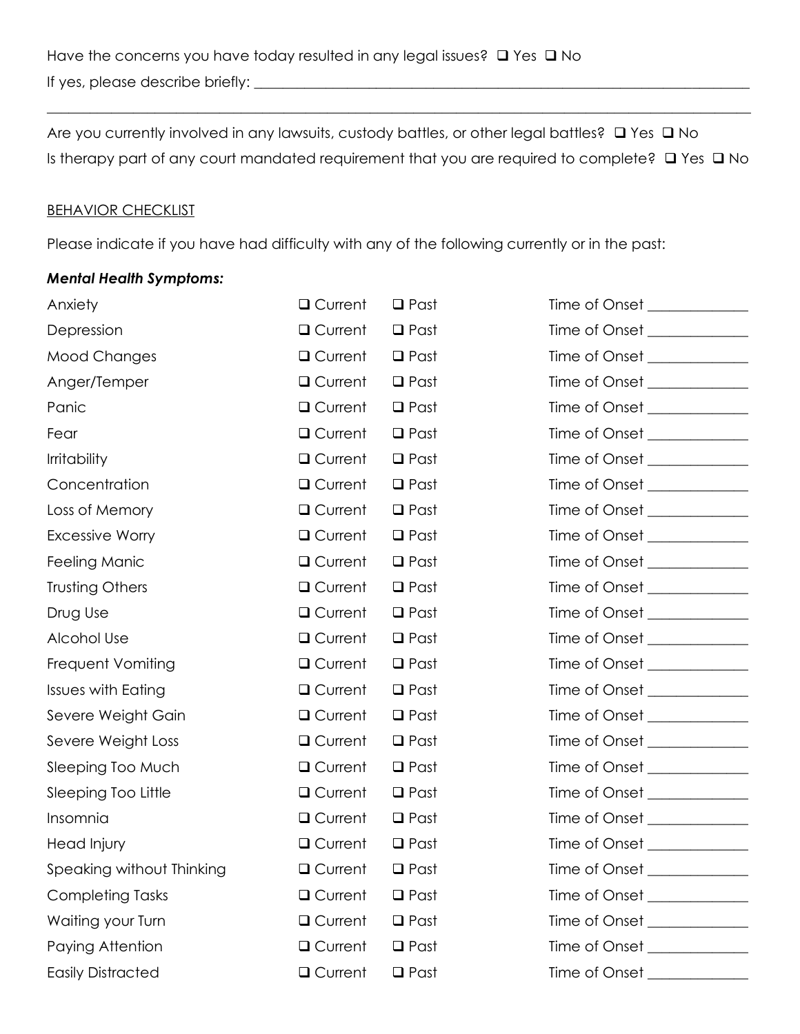Have the concerns you have today resulted in any legal issues? ☐ Yes ☐ No

If yes, please describe briefly: ______________________________________________________________

______________________________________________________________________________________

Are you currently involved in any lawsuits, custody battles, or other legal battles? ☐ Yes ☐ No

Is therapy part of any court mandated requirement that you are required to complete? ☐ Yes ☐ No

BEHAVIOR CHECKLIST

Please indicate if you have had difficulty with any of the following currently or in the past:

***Mental Health Symptoms:***

| | | | |
|---|---|---|---|
| Anxiety | ☐ Current | ☐ Past | Time of Onset ____________ |
| Depression | ☐ Current | ☐ Past | Time of Onset ____________ |
| Mood Changes | ☐ Current | ☐ Past | Time of Onset ____________ |
| Anger/Temper | ☐ Current | ☐ Past | Time of Onset ____________ |
| Panic | ☐ Current | ☐ Past | Time of Onset ____________ |
| Fear | ☐ Current | ☐ Past | Time of Onset ____________ |
| Irritability | ☐ Current | ☐ Past | Time of Onset ____________ |
| Concentration | ☐ Current | ☐ Past | Time of Onset ____________ |
| Loss of Memory | ☐ Current | ☐ Past | Time of Onset ____________ |
| Excessive Worry | ☐ Current | ☐ Past | Time of Onset ____________ |
| Feeling Manic | ☐ Current | ☐ Past | Time of Onset ____________ |
| Trusting Others | ☐ Current | ☐ Past | Time of Onset ____________ |
| Drug Use | ☐ Current | ☐ Past | Time of Onset ____________ |
| Alcohol Use | ☐ Current | ☐ Past | Time of Onset ____________ |
| Frequent Vomiting | ☐ Current | ☐ Past | Time of Onset ____________ |
| Issues with Eating | ☐ Current | ☐ Past | Time of Onset ____________ |
| Severe Weight Gain | ☐ Current | ☐ Past | Time of Onset ____________ |
| Severe Weight Loss | ☐ Current | ☐ Past | Time of Onset ____________ |
| Sleeping Too Much | ☐ Current | ☐ Past | Time of Onset ____________ |
| Sleeping Too Little | ☐ Current | ☐ Past | Time of Onset ____________ |
| Insomnia | ☐ Current | ☐ Past | Time of Onset ____________ |
| Head Injury | ☐ Current | ☐ Past | Time of Onset ____________ |
| Speaking without Thinking | ☐ Current | ☐ Past | Time of Onset ____________ |
| Completing Tasks | ☐ Current | ☐ Past | Time of Onset ____________ |
| Waiting your Turn | ☐ Current | ☐ Past | Time of Onset ____________ |
| Paying Attention | ☐ Current | ☐ Past | Time of Onset ____________ |
| Easily Distracted | ☐ Current | ☐ Past | Time of Onset ____________ |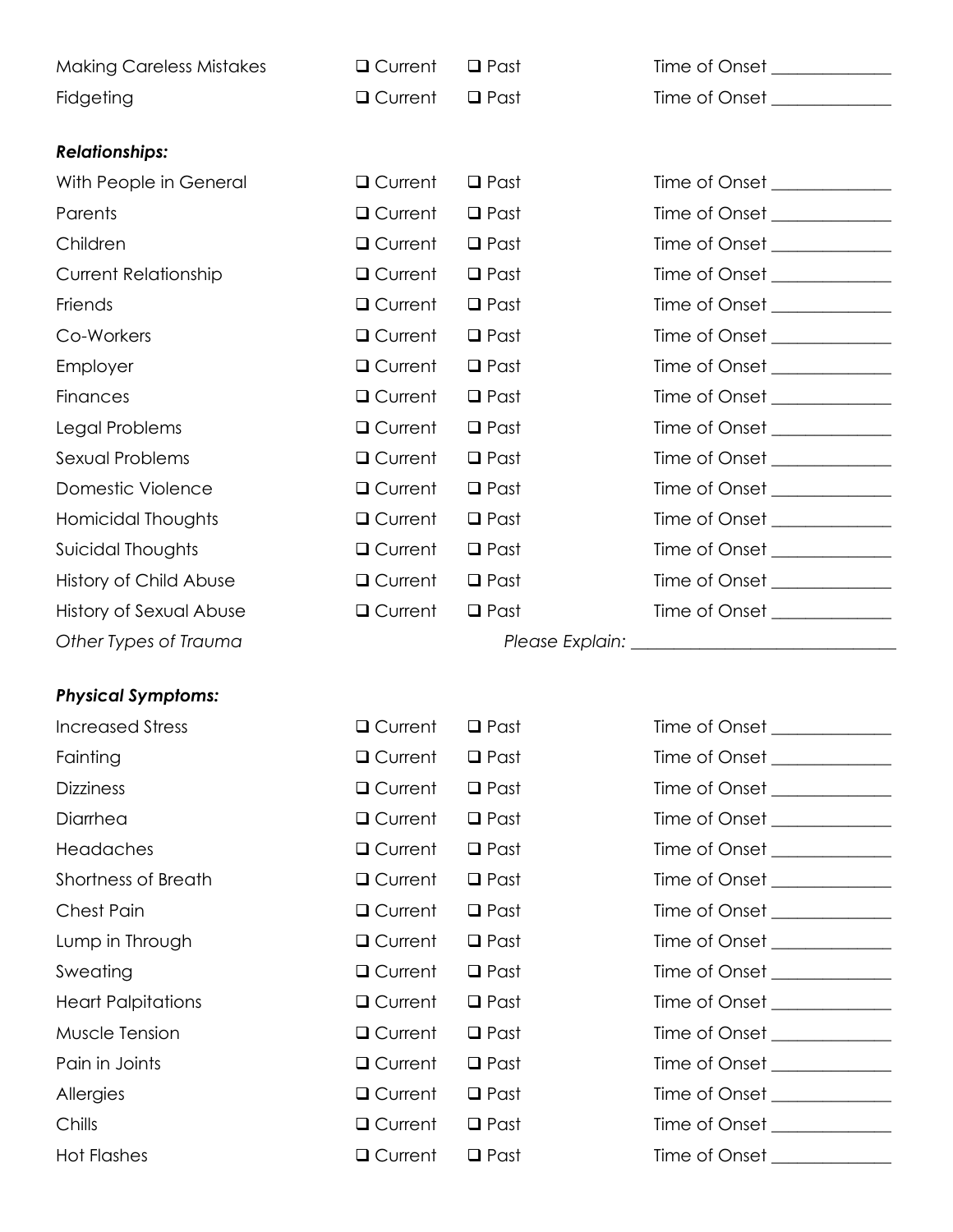| | | | |
|---|---|---|---|
| Making Careless Mistakes | ❑ Current | ❑ Past | Time of Onset ____________ |
| Fidgeting | ❑ Current | ❑ Past | Time of Onset ____________ |

***Relationships:***

| | | | |
|---|---|---|---|
| With People in General | ❑ Current | ❑ Past | Time of Onset ____________ |
| Parents | ❑ Current | ❑ Past | Time of Onset ____________ |
| Children | ❑ Current | ❑ Past | Time of Onset ____________ |
| Current Relationship | ❑ Current | ❑ Past | Time of Onset ____________ |
| Friends | ❑ Current | ❑ Past | Time of Onset ____________ |
| Co-Workers | ❑ Current | ❑ Past | Time of Onset ____________ |
| Employer | ❑ Current | ❑ Past | Time of Onset ____________ |
| Finances | ❑ Current | ❑ Past | Time of Onset ____________ |
| Legal Problems | ❑ Current | ❑ Past | Time of Onset ____________ |
| Sexual Problems | ❑ Current | ❑ Past | Time of Onset ____________ |
| Domestic Violence | ❑ Current | ❑ Past | Time of Onset ____________ |
| Homicidal Thoughts | ❑ Current | ❑ Past | Time of Onset ____________ |
| Suicidal Thoughts | ❑ Current | ❑ Past | Time of Onset ____________ |
| History of Child Abuse | ❑ Current | ❑ Past | Time of Onset ____________ |
| History of Sexual Abuse | ❑ Current | ❑ Past | Time of Onset ____________ |

*Other Types of Trauma* *Please Explain:* ____________________________

***Physical Symptoms:***

| | | | |
|---|---|---|---|
| Increased Stress | ❑ Current | ❑ Past | Time of Onset ____________ |
| Fainting | ❑ Current | ❑ Past | Time of Onset ____________ |
| Dizziness | ❑ Current | ❑ Past | Time of Onset ____________ |
| Diarrhea | ❑ Current | ❑ Past | Time of Onset ____________ |
| Headaches | ❑ Current | ❑ Past | Time of Onset ____________ |
| Shortness of Breath | ❑ Current | ❑ Past | Time of Onset ____________ |
| Chest Pain | ❑ Current | ❑ Past | Time of Onset ____________ |
| Lump in Through | ❑ Current | ❑ Past | Time of Onset ____________ |
| Sweating | ❑ Current | ❑ Past | Time of Onset ____________ |
| Heart Palpitations | ❑ Current | ❑ Past | Time of Onset ____________ |
| Muscle Tension | ❑ Current | ❑ Past | Time of Onset ____________ |
| Pain in Joints | ❑ Current | ❑ Past | Time of Onset ____________ |
| Allergies | ❑ Current | ❑ Past | Time of Onset ____________ |
| Chills | ❑ Current | ❑ Past | Time of Onset ____________ |
| Hot Flashes | ❑ Current | ❑ Past | Time of Onset ____________ |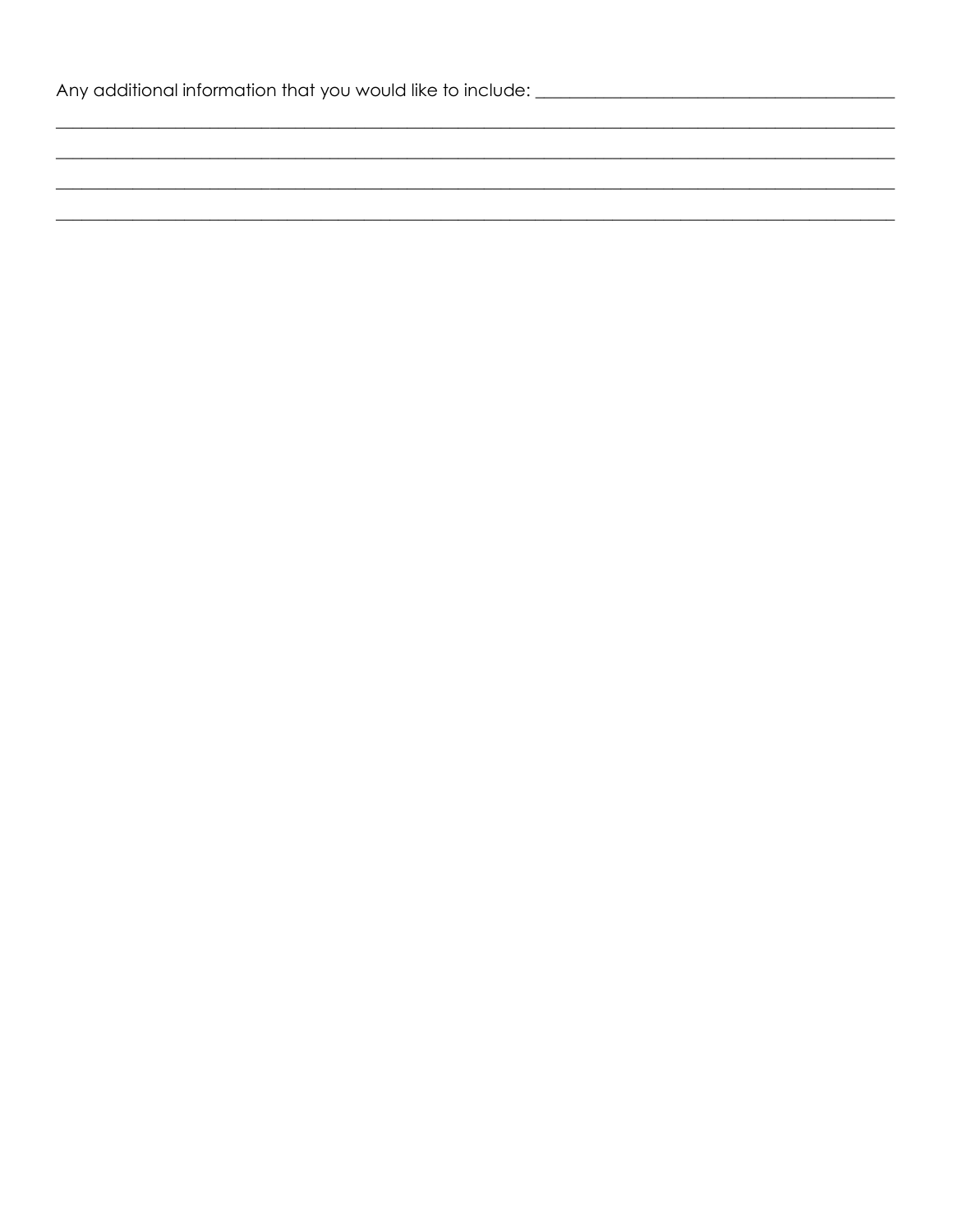Any additional information that you would like to include: ________________________________________

____________________________________________________________________________________________

____________________________________________________________________________________________

____________________________________________________________________________________________

____________________________________________________________________________________________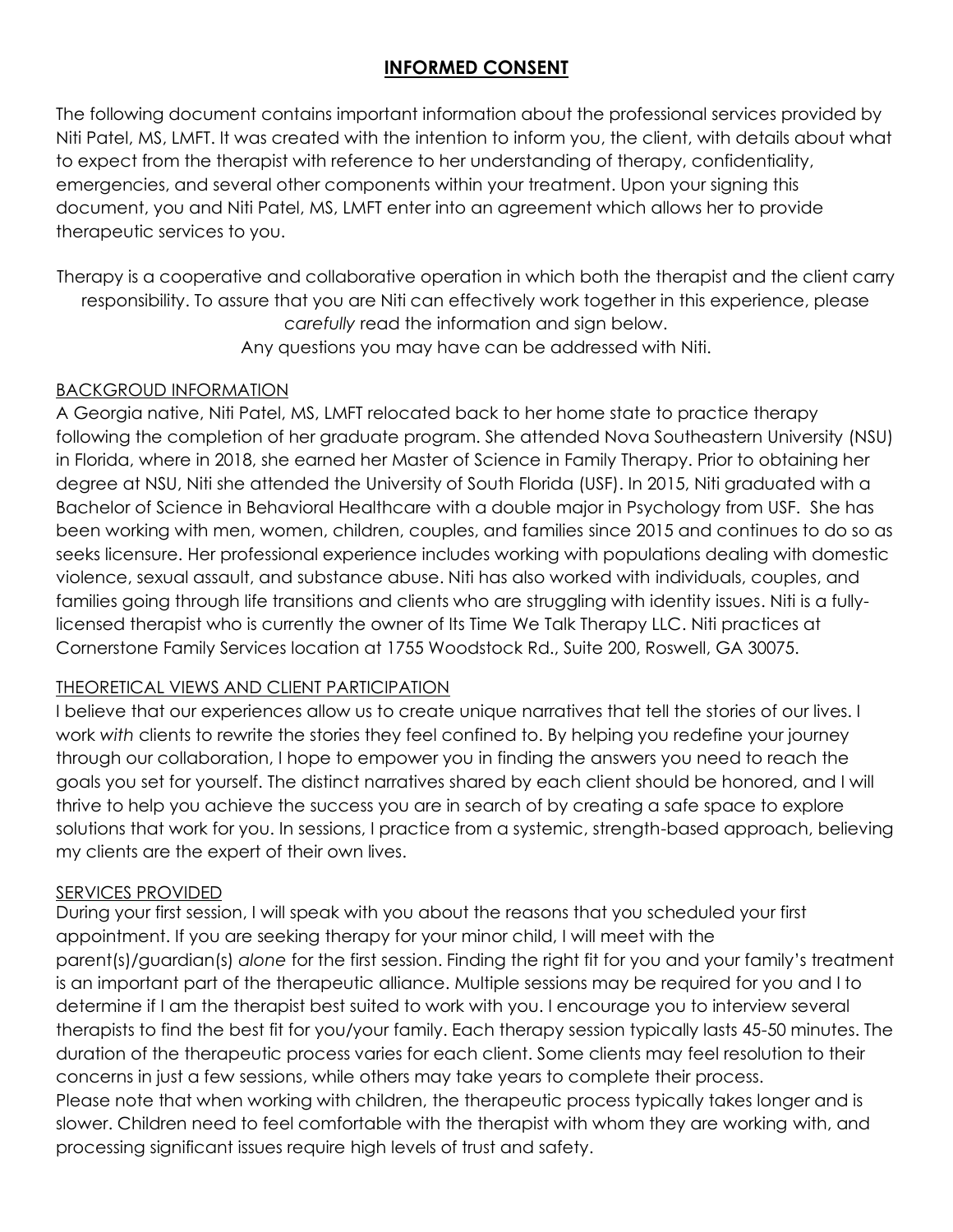# INFORMED CONSENT

The following document contains important information about the professional services provided by Niti Patel, MS, LMFT. It was created with the intention to inform you, the client, with details about what to expect from the therapist with reference to her understanding of therapy, confidentiality, emergencies, and several other components within your treatment. Upon your signing this document, you and Niti Patel, MS, LMFT enter into an agreement which allows her to provide therapeutic services to you.

Therapy is a cooperative and collaborative operation in which both the therapist and the client carry responsibility. To assure that you are Niti can effectively work together in this experience, please *carefully* read the information and sign below.
Any questions you may have can be addressed with Niti.

## BACKGROUD INFORMATION

A Georgia native, Niti Patel, MS, LMFT relocated back to her home state to practice therapy following the completion of her graduate program. She attended Nova Southeastern University (NSU) in Florida, where in 2018, she earned her Master of Science in Family Therapy. Prior to obtaining her degree at NSU, Niti she attended the University of South Florida (USF). In 2015, Niti graduated with a Bachelor of Science in Behavioral Healthcare with a double major in Psychology from USF. She has been working with men, women, children, couples, and families since 2015 and continues to do so as seeks licensure. Her professional experience includes working with populations dealing with domestic violence, sexual assault, and substance abuse. Niti has also worked with individuals, couples, and families going through life transitions and clients who are struggling with identity issues. Niti is a fully-licensed therapist who is currently the owner of Its Time We Talk Therapy LLC. Niti practices at Cornerstone Family Services location at 1755 Woodstock Rd., Suite 200, Roswell, GA 30075.

## THEORETICAL VIEWS AND CLIENT PARTICIPATION

I believe that our experiences allow us to create unique narratives that tell the stories of our lives. I work *with* clients to rewrite the stories they feel confined to. By helping you redefine your journey through our collaboration, I hope to empower you in finding the answers you need to reach the goals you set for yourself. The distinct narratives shared by each client should be honored, and I will thrive to help you achieve the success you are in search of by creating a safe space to explore solutions that work for you. In sessions, I practice from a systemic, strength-based approach, believing my clients are the expert of their own lives.

## SERVICES PROVIDED

During your first session, I will speak with you about the reasons that you scheduled your first appointment. If you are seeking therapy for your minor child, I will meet with the parent(s)/guardian(s) *alone* for the first session. Finding the right fit for you and your family's treatment is an important part of the therapeutic alliance. Multiple sessions may be required for you and I to determine if I am the therapist best suited to work with you. I encourage you to interview several therapists to find the best fit for you/your family. Each therapy session typically lasts 45-50 minutes. The duration of the therapeutic process varies for each client. Some clients may feel resolution to their concerns in just a few sessions, while others may take years to complete their process.
Please note that when working with children, the therapeutic process typically takes longer and is slower. Children need to feel comfortable with the therapist with whom they are working with, and processing significant issues require high levels of trust and safety.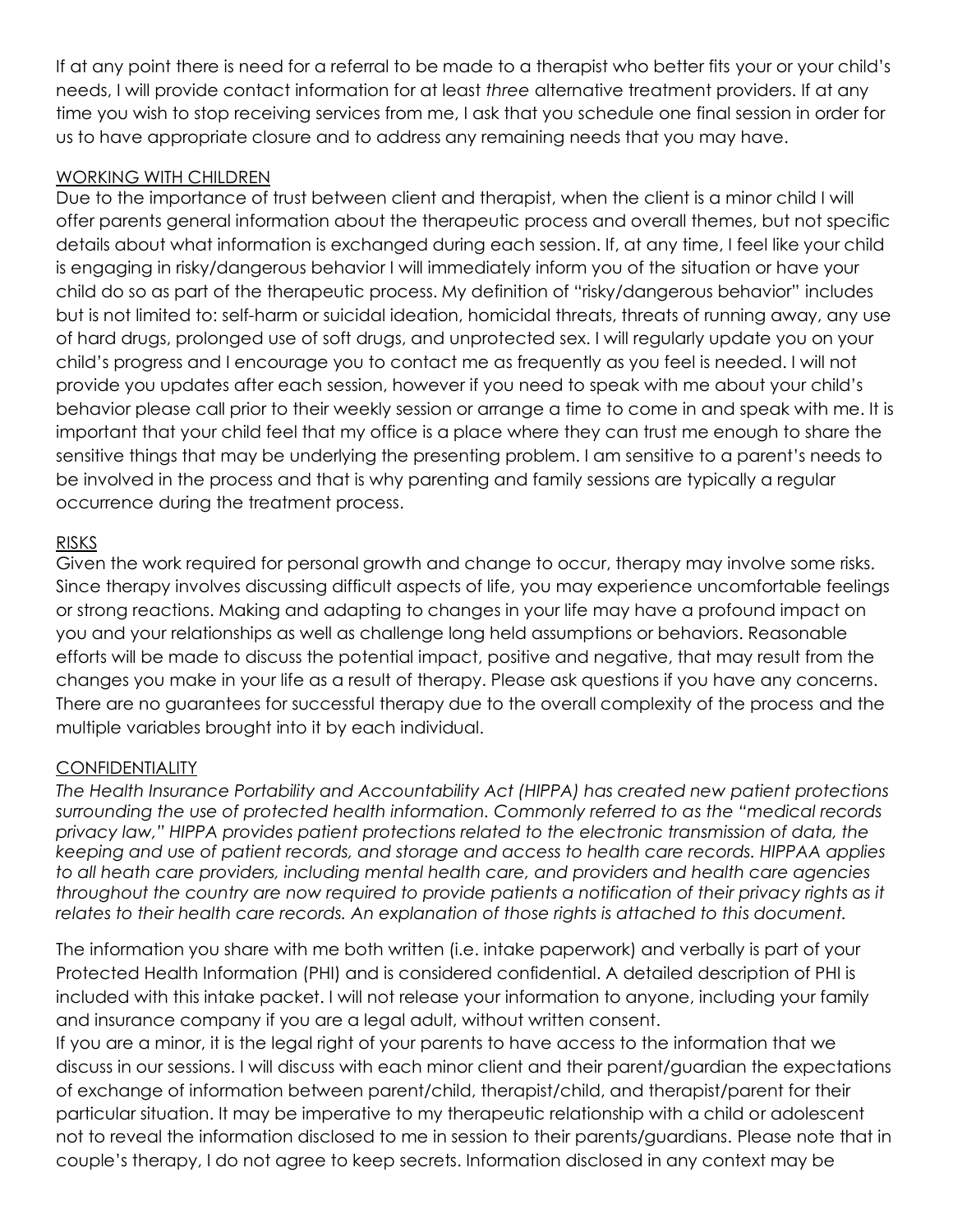If at any point there is need for a referral to be made to a therapist who better fits your or your child's needs, I will provide contact information for at least *three* alternative treatment providers. If at any time you wish to stop receiving services from me, I ask that you schedule one final session in order for us to have appropriate closure and to address any remaining needs that you may have.

## WORKING WITH CHILDREN

Due to the importance of trust between client and therapist, when the client is a minor child I will offer parents general information about the therapeutic process and overall themes, but not specific details about what information is exchanged during each session. If, at any time, I feel like your child is engaging in risky/dangerous behavior I will immediately inform you of the situation or have your child do so as part of the therapeutic process. My definition of "risky/dangerous behavior" includes but is not limited to: self-harm or suicidal ideation, homicidal threats, threats of running away, any use of hard drugs, prolonged use of soft drugs, and unprotected sex. I will regularly update you on your child's progress and I encourage you to contact me as frequently as you feel is needed. I will not provide you updates after each session, however if you need to speak with me about your child's behavior please call prior to their weekly session or arrange a time to come in and speak with me. It is important that your child feel that my office is a place where they can trust me enough to share the sensitive things that may be underlying the presenting problem. I am sensitive to a parent's needs to be involved in the process and that is why parenting and family sessions are typically a regular occurrence during the treatment process.

## RISKS

Given the work required for personal growth and change to occur, therapy may involve some risks. Since therapy involves discussing difficult aspects of life, you may experience uncomfortable feelings or strong reactions. Making and adapting to changes in your life may have a profound impact on you and your relationships as well as challenge long held assumptions or behaviors. Reasonable efforts will be made to discuss the potential impact, positive and negative, that may result from the changes you make in your life as a result of therapy. Please ask questions if you have any concerns. There are no guarantees for successful therapy due to the overall complexity of the process and the multiple variables brought into it by each individual.

## CONFIDENTIALITY

*The Health Insurance Portability and Accountability Act (HIPPA) has created new patient protections surrounding the use of protected health information. Commonly referred to as the "medical records privacy law," HIPPA provides patient protections related to the electronic transmission of data, the keeping and use of patient records, and storage and access to health care records. HIPPAA applies to all heath care providers, including mental health care, and providers and health care agencies throughout the country are now required to provide patients a notification of their privacy rights as it relates to their health care records. An explanation of those rights is attached to this document.*

The information you share with me both written (i.e. intake paperwork) and verbally is part of your Protected Health Information (PHI) and is considered confidential. A detailed description of PHI is included with this intake packet. I will not release your information to anyone, including your family and insurance company if you are a legal adult, without written consent.

If you are a minor, it is the legal right of your parents to have access to the information that we discuss in our sessions. I will discuss with each minor client and their parent/guardian the expectations of exchange of information between parent/child, therapist/child, and therapist/parent for their particular situation. It may be imperative to my therapeutic relationship with a child or adolescent not to reveal the information disclosed to me in session to their parents/guardians. Please note that in couple's therapy, I do not agree to keep secrets. Information disclosed in any context may be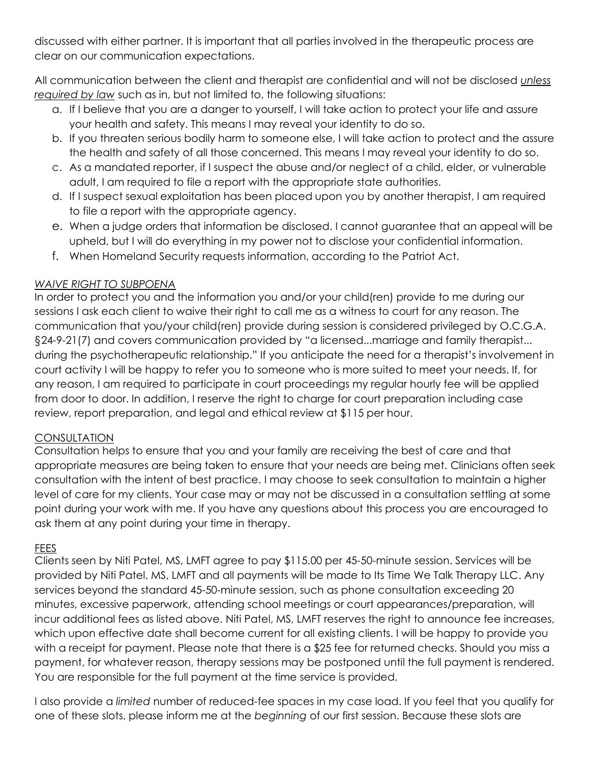discussed with either partner. It is important that all parties involved in the therapeutic process are clear on our communication expectations.

All communication between the client and therapist are confidential and will not be disclosed *unless required by law* such as in, but not limited to, the following situations:

a. If I believe that you are a danger to yourself, I will take action to protect your life and assure your health and safety. This means I may reveal your identity to do so.
b. If you threaten serious bodily harm to someone else, I will take action to protect and the assure the health and safety of all those concerned. This means I may reveal your identity to do so.
c. As a mandated reporter, if I suspect the abuse and/or neglect of a child, elder, or vulnerable adult, I am required to file a report with the appropriate state authorities.
d. If I suspect sexual exploitation has been placed upon you by another therapist, I am required to file a report with the appropriate agency.
e. When a judge orders that information be disclosed. I cannot guarantee that an appeal will be upheld, but I will do everything in my power not to disclose your confidential information.
f. When Homeland Security requests information, according to the Patriot Act.

*WAIVE RIGHT TO SUBPOENA*

In order to protect you and the information you and/or your child(ren) provide to me during our sessions I ask each client to waive their right to call me as a witness to court for any reason. The communication that you/your child(ren) provide during session is considered privileged by O.C.G.A. §24-9-21(7) and covers communication provided by "a licensed...marriage and family therapist... during the psychotherapeutic relationship." If you anticipate the need for a therapist's involvement in court activity I will be happy to refer you to someone who is more suited to meet your needs. If, for any reason, I am required to participate in court proceedings my regular hourly fee will be applied from door to door. In addition, I reserve the right to charge for court preparation including case review, report preparation, and legal and ethical review at $115 per hour.

CONSULTATION

Consultation helps to ensure that you and your family are receiving the best of care and that appropriate measures are being taken to ensure that your needs are being met. Clinicians often seek consultation with the intent of best practice. I may choose to seek consultation to maintain a higher level of care for my clients. Your case may or may not be discussed in a consultation setlling at some point during your work with me. If you have any questions about this process you are encouraged to ask them at any point during your time in therapy.

FEES

Clients seen by Niti Patel, MS, LMFT agree to pay $115.00 per 45-50-minute session. Services will be provided by Niti Patel, MS, LMFT and all payments will be made to Its Time We Talk Therapy LLC. Any services beyond the standard 45-50-minute session, such as phone consultation exceeding 20 minutes, excessive paperwork, attending school meetings or court appearances/preparation, will incur additional fees as listed above. Niti Patel, MS, LMFT reserves the right to announce fee increases, which upon effective date shall become current for all existing clients. I will be happy to provide you with a receipt for payment. Please note that there is a $25 fee for returned checks. Should you miss a payment, for whatever reason, therapy sessions may be postponed until the full payment is rendered. You are responsible for the full payment at the time service is provided.

I also provide a *limited* number of reduced-fee spaces in my case load. If you feel that you qualify for one of these slots, please inform me at the *beginning* of our first session. Because these slots are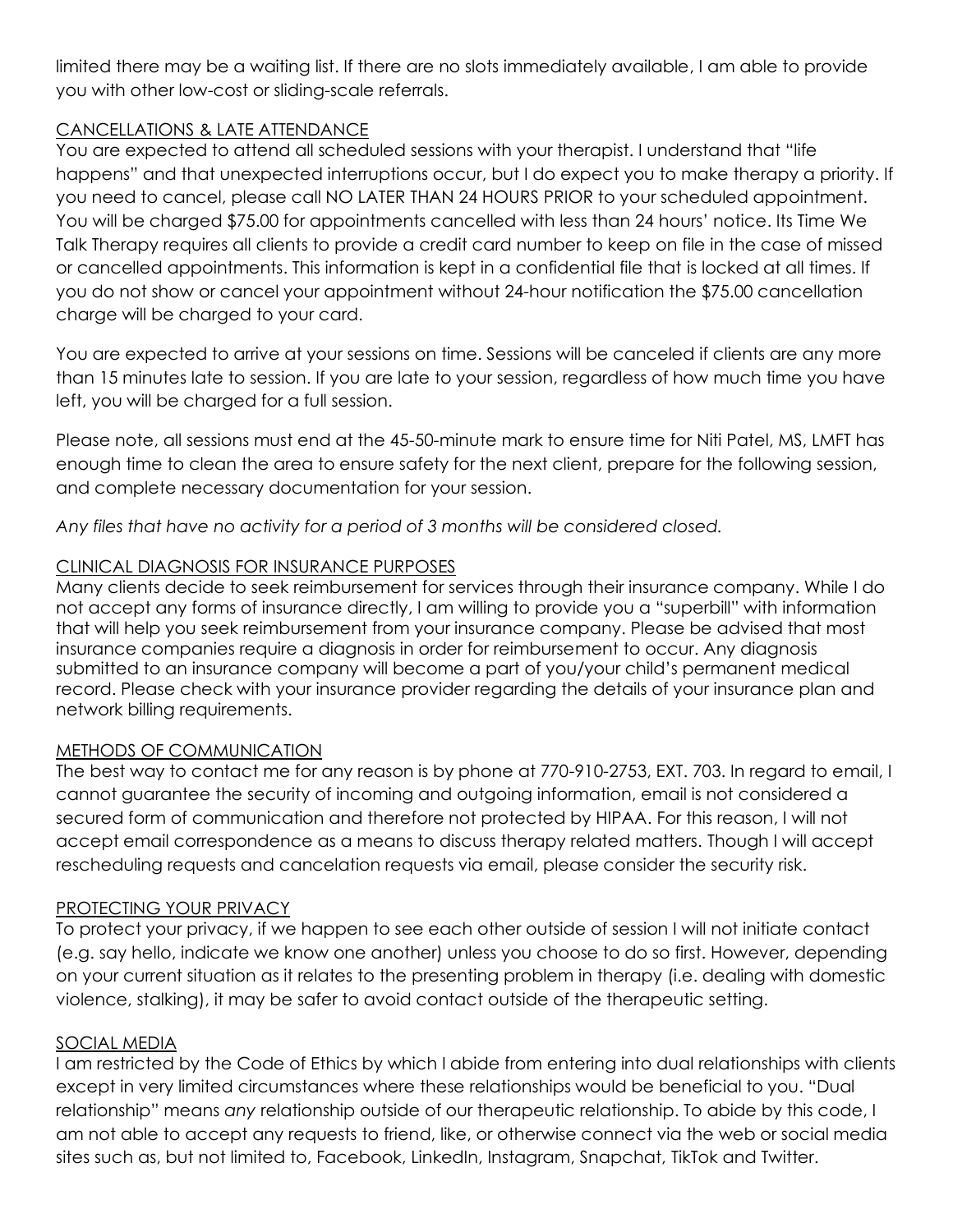limited there may be a waiting list. If there are no slots immediately available, I am able to provide you with other low-cost or sliding-scale referrals.

## CANCELLATIONS & LATE ATTENDANCE

You are expected to attend all scheduled sessions with your therapist. I understand that "life happens" and that unexpected interruptions occur, but I do expect you to make therapy a priority. If you need to cancel, please call NO LATER THAN 24 HOURS PRIOR to your scheduled appointment. You will be charged $75.00 for appointments cancelled with less than 24 hours' notice. Its Time We Talk Therapy requires all clients to provide a credit card number to keep on file in the case of missed or cancelled appointments. This information is kept in a confidential file that is locked at all times. If you do not show or cancel your appointment without 24-hour notification the $75.00 cancellation charge will be charged to your card.

You are expected to arrive at your sessions on time. Sessions will be canceled if clients are any more than 15 minutes late to session. If you are late to your session, regardless of how much time you have left, you will be charged for a full session.

Please note, all sessions must end at the 45-50-minute mark to ensure time for Niti Patel, MS, LMFT has enough time to clean the area to ensure safety for the next client, prepare for the following session, and complete necessary documentation for your session.

*Any files that have no activity for a period of 3 months will be considered closed.*

## CLINICAL DIAGNOSIS FOR INSURANCE PURPOSES

Many clients decide to seek reimbursement for services through their insurance company. While I do not accept any forms of insurance directly, I am willing to provide you a "superbill" with information that will help you seek reimbursement from your insurance company. Please be advised that most insurance companies require a diagnosis in order for reimbursement to occur. Any diagnosis submitted to an insurance company will become a part of you/your child's permanent medical record. Please check with your insurance provider regarding the details of your insurance plan and network billing requirements.

## METHODS OF COMMUNICATION

The best way to contact me for any reason is by phone at 770-910-2753, EXT. 703. In regard to email, I cannot guarantee the security of incoming and outgoing information, email is not considered a secured form of communication and therefore not protected by HIPAA. For this reason, I will not accept email correspondence as a means to discuss therapy related matters. Though I will accept rescheduling requests and cancelation requests via email, please consider the security risk.

## PROTECTING YOUR PRIVACY

To protect your privacy, if we happen to see each other outside of session I will not initiate contact (e.g. say hello, indicate we know one another) unless you choose to do so first. However, depending on your current situation as it relates to the presenting problem in therapy (i.e. dealing with domestic violence, stalking), it may be safer to avoid contact outside of the therapeutic setting.

## SOCIAL MEDIA

I am restricted by the Code of Ethics by which I abide from entering into dual relationships with clients except in very limited circumstances where these relationships would be beneficial to you. "Dual relationship" means *any* relationship outside of our therapeutic relationship. To abide by this code, I am not able to accept any requests to friend, like, or otherwise connect via the web or social media sites such as, but not limited to, Facebook, LinkedIn, Instagram, Snapchat, TikTok and Twitter.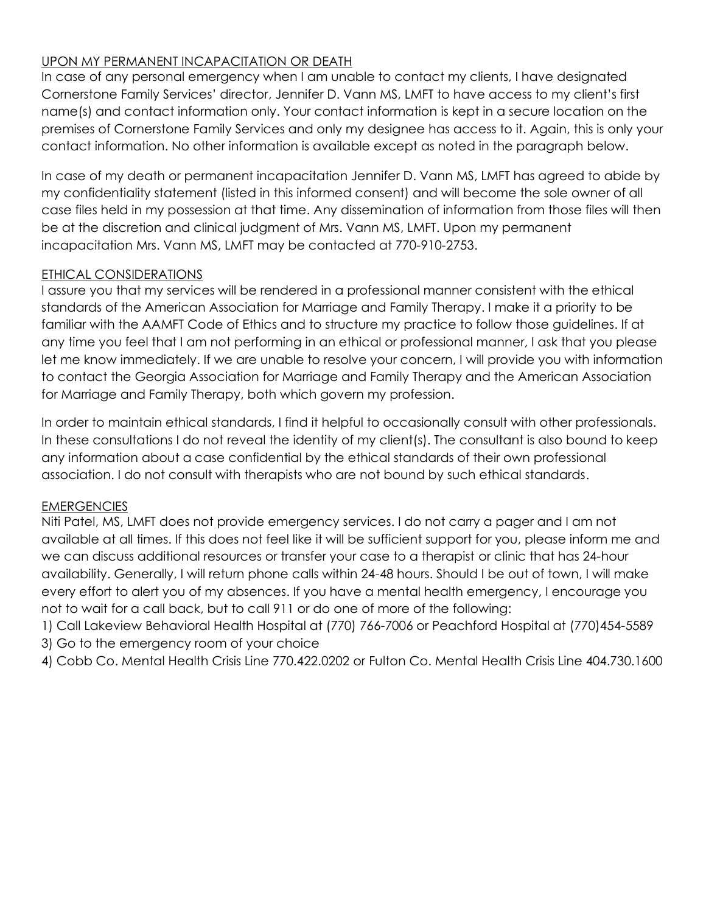## UPON MY PERMANENT INCAPACITATION OR DEATH

In case of any personal emergency when I am unable to contact my clients, I have designated Cornerstone Family Services' director, Jennifer D. Vann MS, LMFT to have access to my client's first name(s) and contact information only. Your contact information is kept in a secure location on the premises of Cornerstone Family Services and only my designee has access to it. Again, this is only your contact information. No other information is available except as noted in the paragraph below.

In case of my death or permanent incapacitation Jennifer D. Vann MS, LMFT has agreed to abide by my confidentiality statement (listed in this informed consent) and will become the sole owner of all case files held in my possession at that time. Any dissemination of information from those files will then be at the discretion and clinical judgment of Mrs. Vann MS, LMFT. Upon my permanent incapacitation Mrs. Vann MS, LMFT may be contacted at 770-910-2753.

## ETHICAL CONSIDERATIONS

I assure you that my services will be rendered in a professional manner consistent with the ethical standards of the American Association for Marriage and Family Therapy. I make it a priority to be familiar with the AAMFT Code of Ethics and to structure my practice to follow those guidelines. If at any time you feel that I am not performing in an ethical or professional manner, I ask that you please let me know immediately. If we are unable to resolve your concern, I will provide you with information to contact the Georgia Association for Marriage and Family Therapy and the American Association for Marriage and Family Therapy, both which govern my profession.

In order to maintain ethical standards, I find it helpful to occasionally consult with other professionals. In these consultations I do not reveal the identity of my client(s). The consultant is also bound to keep any information about a case confidential by the ethical standards of their own professional association. I do not consult with therapists who are not bound by such ethical standards.

## EMERGENCIES

Niti Patel, MS, LMFT does not provide emergency services. I do not carry a pager and I am not available at all times. If this does not feel like it will be sufficient support for you, please inform me and we can discuss additional resources or transfer your case to a therapist or clinic that has 24-hour availability. Generally, I will return phone calls within 24-48 hours. Should I be out of town, I will make every effort to alert you of my absences. If you have a mental health emergency, I encourage you not to wait for a call back, but to call 911 or do one of more of the following:

1) Call Lakeview Behavioral Health Hospital at (770) 766-7006 or Peachford Hospital at (770)454-5589
3) Go to the emergency room of your choice
4) Cobb Co. Mental Health Crisis Line 770.422.0202 or Fulton Co. Mental Health Crisis Line 404.730.1600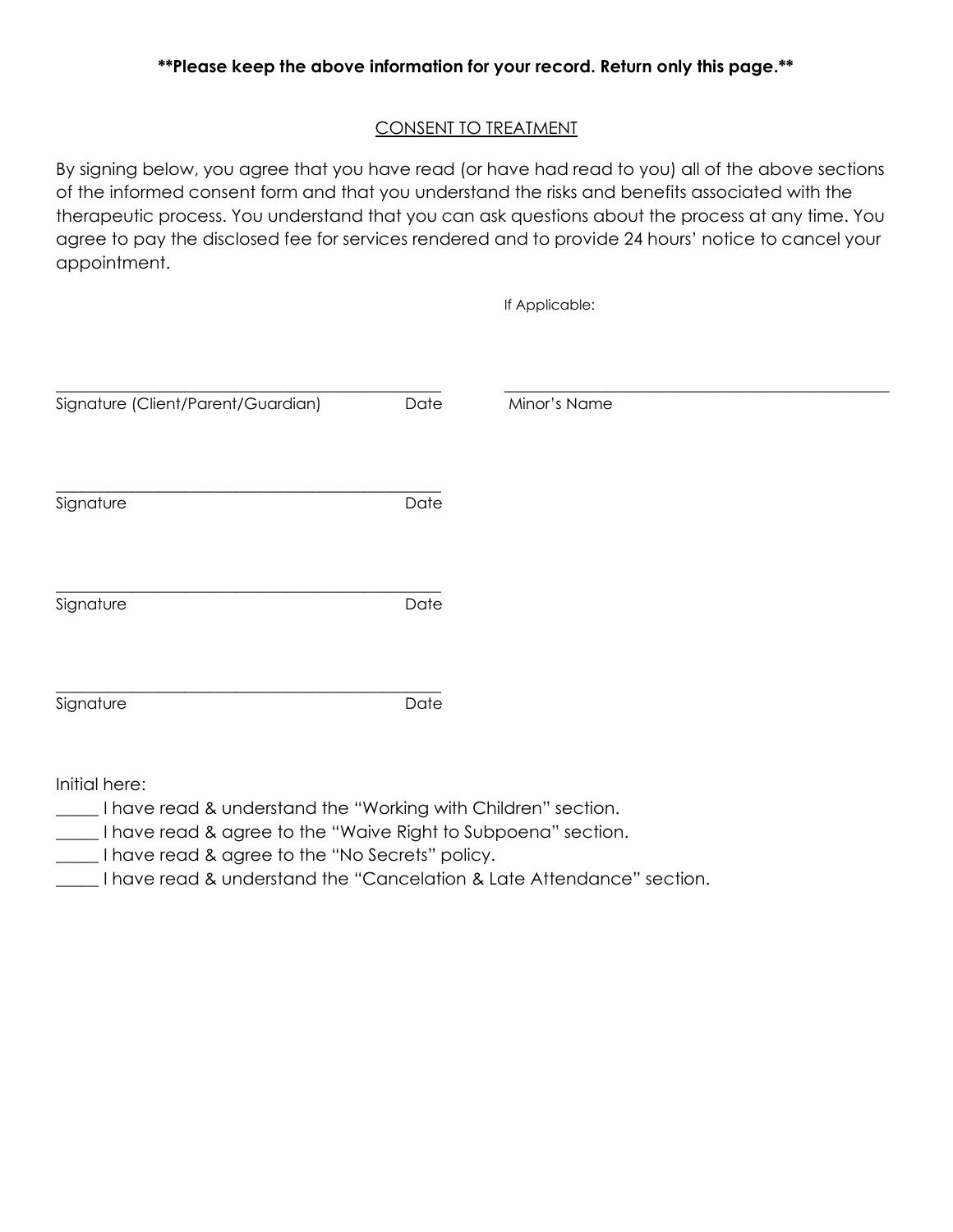**\*\*Please keep the above information for your record. Return only this page.\*\***

## CONSENT TO TREATMENT

By signing below, you agree that you have read (or have had read to you) all of the above sections of the informed consent form and that you understand the risks and benefits associated with the therapeutic process. You understand that you can ask questions about the process at any time. You agree to pay the disclosed fee for services rendered and to provide 24 hours' notice to cancel your appointment.

If Applicable:

\_\_\_\_\_\_\_\_\_\_\_\_\_\_\_\_\_\_\_\_\_\_\_\_\_\_\_\_\_\_\_\_\_\_\_\_\_\_\_\_\_\_\_\_
Signature (Client/Parent/Guardian) Date

\_\_\_\_\_\_\_\_\_\_\_\_\_\_\_\_\_\_\_\_\_\_\_\_\_\_\_\_\_\_\_\_\_\_\_\_\_\_\_\_\_\_\_\_
Minor's Name

\_\_\_\_\_\_\_\_\_\_\_\_\_\_\_\_\_\_\_\_\_\_\_\_\_\_\_\_\_\_\_\_\_\_\_\_\_\_\_\_\_\_\_\_
Signature Date

\_\_\_\_\_\_\_\_\_\_\_\_\_\_\_\_\_\_\_\_\_\_\_\_\_\_\_\_\_\_\_\_\_\_\_\_\_\_\_\_\_\_\_\_
Signature Date

\_\_\_\_\_\_\_\_\_\_\_\_\_\_\_\_\_\_\_\_\_\_\_\_\_\_\_\_\_\_\_\_\_\_\_\_\_\_\_\_\_\_\_\_
Signature Date

Initial here:

\_\_\_\_\_ I have read & understand the "Working with Children" section.
\_\_\_\_\_ I have read & agree to the "Waive Right to Subpoena" section.
\_\_\_\_\_ I have read & agree to the "No Secrets" policy.
\_\_\_\_\_ I have read & understand the "Cancelation & Late Attendance" section.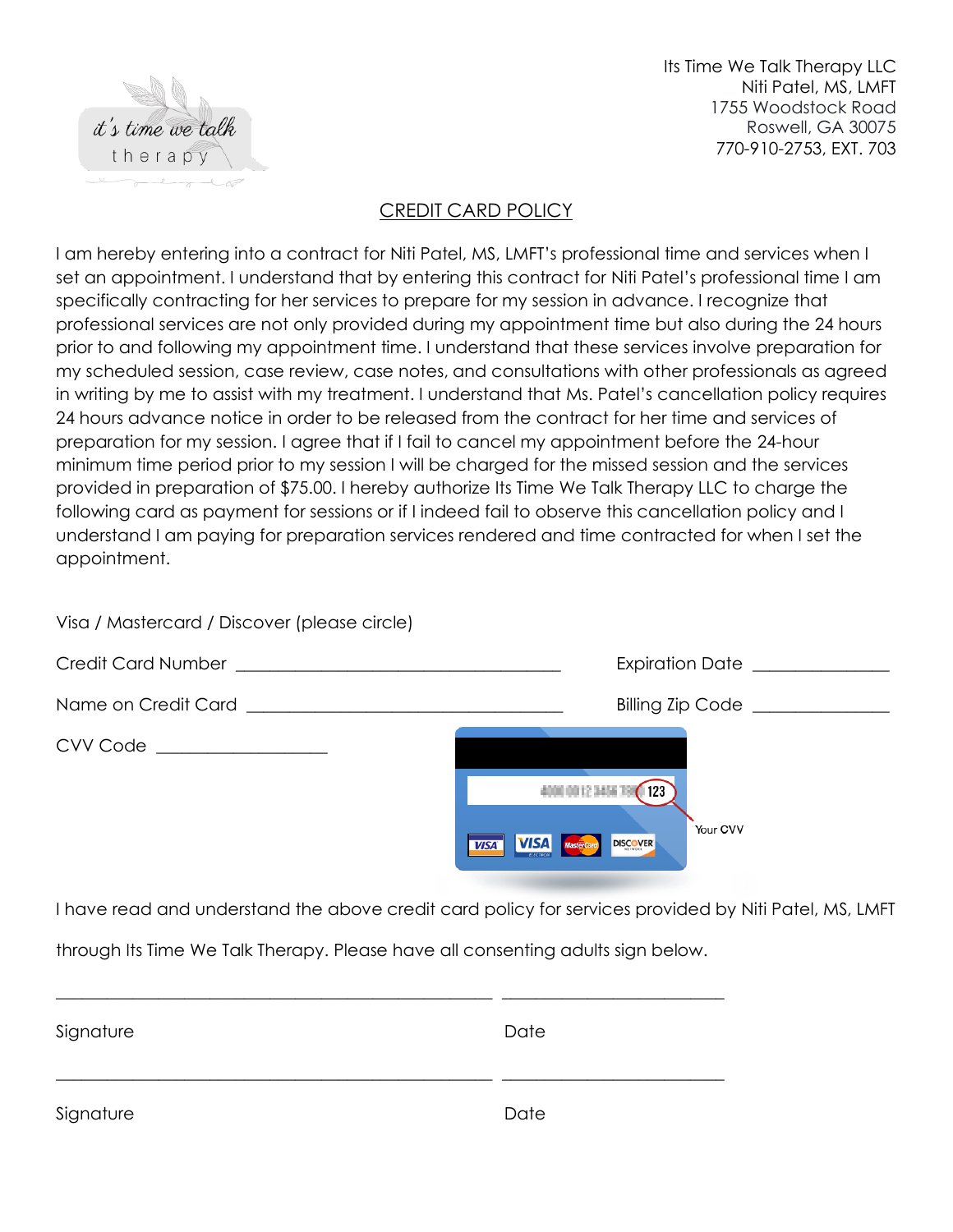it's time we talk therapy

Its Time We Talk Therapy LLC
Niti Patel, MS, LMFT
1755 Woodstock Road
Roswell, GA 30075
770-910-2753, EXT. 703

## CREDIT CARD POLICY

I am hereby entering into a contract for Niti Patel, MS, LMFT's professional time and services when I set an appointment. I understand that by entering this contract for Niti Patel's professional time I am specifically contracting for her services to prepare for my session in advance. I recognize that professional services are not only provided during my appointment time but also during the 24 hours prior to and following my appointment time. I understand that these services involve preparation for my scheduled session, case review, case notes, and consultations with other professionals as agreed in writing by me to assist with my treatment. I understand that Ms. Patel's cancellation policy requires 24 hours advance notice in order to be released from the contract for her time and services of preparation for my session. I agree that if I fail to cancel my appointment before the 24-hour minimum time period prior to my session I will be charged for the missed session and the services provided in preparation of $75.00. I hereby authorize Its Time We Talk Therapy LLC to charge the following card as payment for sessions or if I indeed fail to observe this cancellation policy and I understand I am paying for preparation services rendered and time contracted for when I set the appointment.

Visa / Mastercard / Discover (please circle)

Credit Card Number ______________________________ Expiration Date _______________

Name on Credit Card ______________________________ Billing Zip Code _______________

CVV Code __________________

123 — Your CVV

I have read and understand the above credit card policy for services provided by Niti Patel, MS, LMFT through Its Time We Talk Therapy. Please have all consenting adults sign below.

______________________________________________ ________________________

Signature Date

______________________________________________ ________________________

Signature Date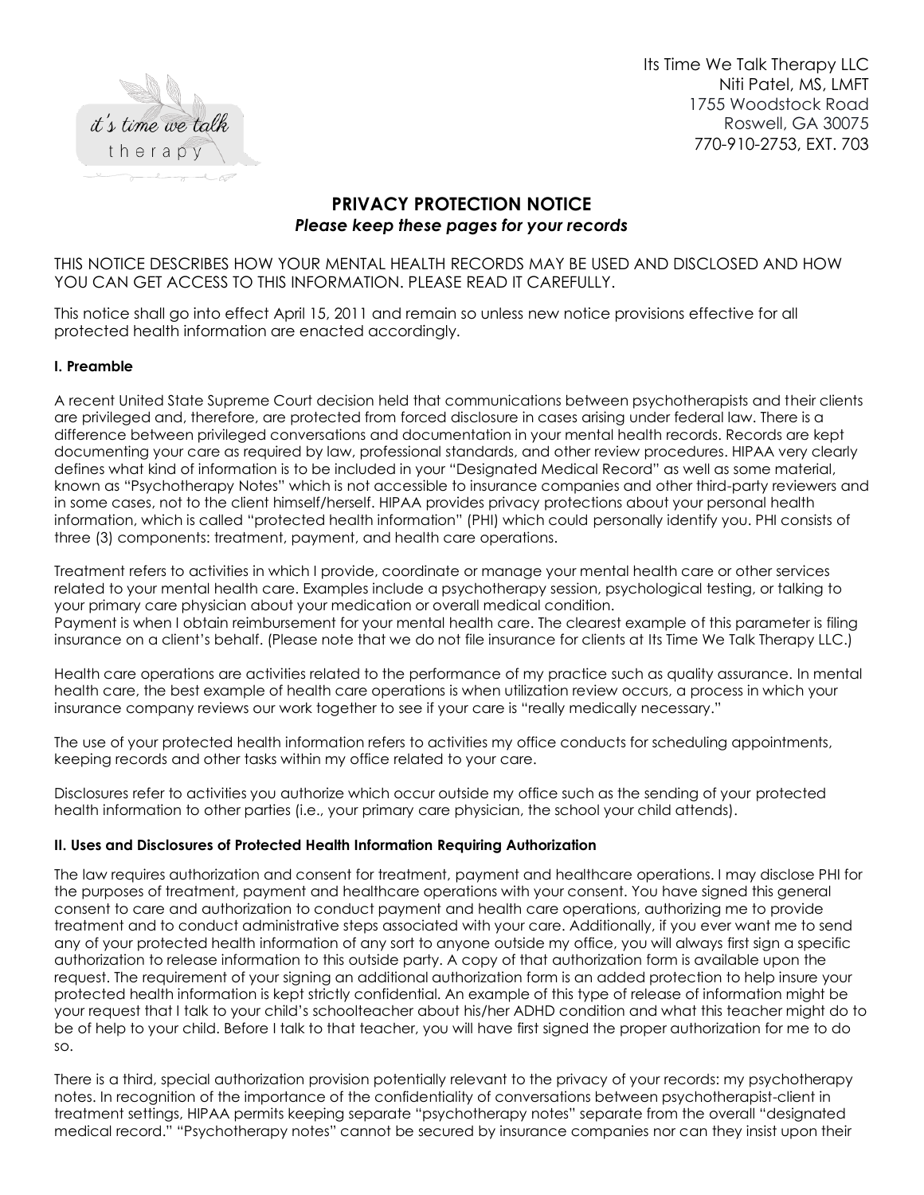Its Time We Talk Therapy LLC
Niti Patel, MS, LMFT
1755 Woodstock Road
Roswell, GA 30075
770-910-2753, EXT. 703

## PRIVACY PROTECTION NOTICE

***Please keep these pages for your records***

THIS NOTICE DESCRIBES HOW YOUR MENTAL HEALTH RECORDS MAY BE USED AND DISCLOSED AND HOW YOU CAN GET ACCESS TO THIS INFORMATION. PLEASE READ IT CAREFULLY.

This notice shall go into effect April 15, 2011 and remain so unless new notice provisions effective for all protected health information are enacted accordingly.

### I. Preamble

A recent United State Supreme Court decision held that communications between psychotherapists and their clients are privileged and, therefore, are protected from forced disclosure in cases arising under federal law. There is a difference between privileged conversations and documentation in your mental health records. Records are kept documenting your care as required by law, professional standards, and other review procedures. HIPAA very clearly defines what kind of information is to be included in your "Designated Medical Record" as well as some material, known as "Psychotherapy Notes" which is not accessible to insurance companies and other third-party reviewers and in some cases, not to the client himself/herself. HIPAA provides privacy protections about your personal health information, which is called "protected health information" (PHI) which could personally identify you. PHI consists of three (3) components: treatment, payment, and health care operations.

Treatment refers to activities in which I provide, coordinate or manage your mental health care or other services related to your mental health care. Examples include a psychotherapy session, psychological testing, or talking to your primary care physician about your medication or overall medical condition.
Payment is when I obtain reimbursement for your mental health care. The clearest example of this parameter is filing insurance on a client's behalf. (Please note that we do not file insurance for clients at Its Time We Talk Therapy LLC.)

Health care operations are activities related to the performance of my practice such as quality assurance. In mental health care, the best example of health care operations is when utilization review occurs, a process in which your insurance company reviews our work together to see if your care is "really medically necessary."

The use of your protected health information refers to activities my office conducts for scheduling appointments, keeping records and other tasks within my office related to your care.

Disclosures refer to activities you authorize which occur outside my office such as the sending of your protected health information to other parties (i.e., your primary care physician, the school your child attends).

### II. Uses and Disclosures of Protected Health Information Requiring Authorization

The law requires authorization and consent for treatment, payment and healthcare operations. I may disclose PHI for the purposes of treatment, payment and healthcare operations with your consent. You have signed this general consent to care and authorization to conduct payment and health care operations, authorizing me to provide treatment and to conduct administrative steps associated with your care. Additionally, if you ever want me to send any of your protected health information of any sort to anyone outside my office, you will always first sign a specific authorization to release information to this outside party. A copy of that authorization form is available upon the request. The requirement of your signing an additional authorization form is an added protection to help insure your protected health information is kept strictly confidential. An example of this type of release of information might be your request that I talk to your child's schoolteacher about his/her ADHD condition and what this teacher might do to be of help to your child. Before I talk to that teacher, you will have first signed the proper authorization for me to do so.

There is a third, special authorization provision potentially relevant to the privacy of your records: my psychotherapy notes. In recognition of the importance of the confidentiality of conversations between psychotherapist-client in treatment settings, HIPAA permits keeping separate "psychotherapy notes" separate from the overall "designated medical record." "Psychotherapy notes" cannot be secured by insurance companies nor can they insist upon their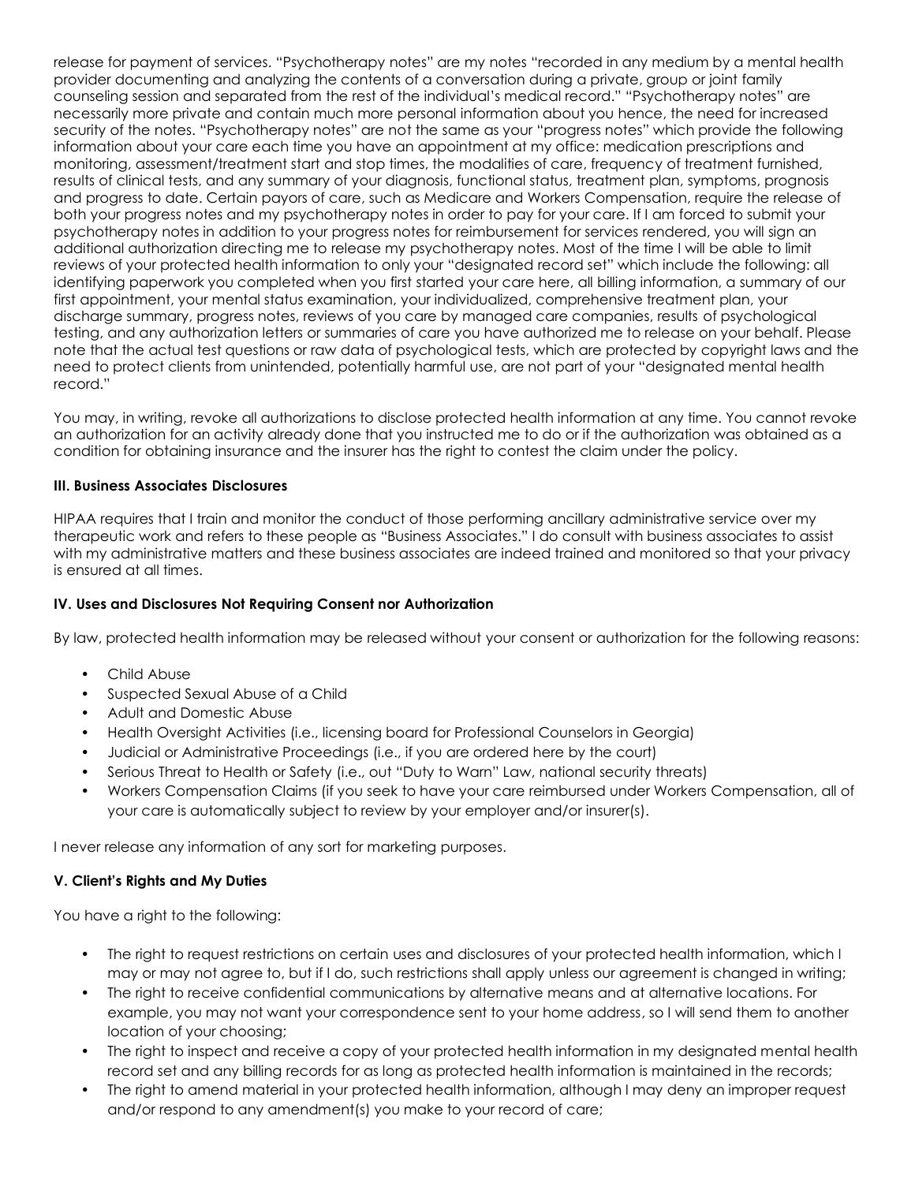release for payment of services. "Psychotherapy notes" are my notes "recorded in any medium by a mental health provider documenting and analyzing the contents of a conversation during a private, group or joint family counseling session and separated from the rest of the individual's medical record." "Psychotherapy notes" are necessarily more private and contain much more personal information about you hence, the need for increased security of the notes. "Psychotherapy notes" are not the same as your "progress notes" which provide the following information about your care each time you have an appointment at my office: medication prescriptions and monitoring, assessment/treatment start and stop times, the modalities of care, frequency of treatment furnished, results of clinical tests, and any summary of your diagnosis, functional status, treatment plan, symptoms, prognosis and progress to date. Certain payors of care, such as Medicare and Workers Compensation, require the release of both your progress notes and my psychotherapy notes in order to pay for your care. If I am forced to submit your psychotherapy notes in addition to your progress notes for reimbursement for services rendered, you will sign an additional authorization directing me to release my psychotherapy notes. Most of the time I will be able to limit reviews of your protected health information to only your "designated record set" which include the following: all identifying paperwork you completed when you first started your care here, all billing information, a summary of our first appointment, your mental status examination, your individualized, comprehensive treatment plan, your discharge summary, progress notes, reviews of you care by managed care companies, results of psychological testing, and any authorization letters or summaries of care you have authorized me to release on your behalf. Please note that the actual test questions or raw data of psychological tests, which are protected by copyright laws and the need to protect clients from unintended, potentially harmful use, are not part of your "designated mental health record."

You may, in writing, revoke all authorizations to disclose protected health information at any time. You cannot revoke an authorization for an activity already done that you instructed me to do or if the authorization was obtained as a condition for obtaining insurance and the insurer has the right to contest the claim under the policy.

**III. Business Associates Disclosures**

HIPAA requires that I train and monitor the conduct of those performing ancillary administrative service over my therapeutic work and refers to these people as "Business Associates." I do consult with business associates to assist with my administrative matters and these business associates are indeed trained and monitored so that your privacy is ensured at all times.

**IV. Uses and Disclosures Not Requiring Consent nor Authorization**

By law, protected health information may be released without your consent or authorization for the following reasons:

- Child Abuse
- Suspected Sexual Abuse of a Child
- Adult and Domestic Abuse
- Health Oversight Activities (i.e., licensing board for Professional Counselors in Georgia)
- Judicial or Administrative Proceedings (i.e., if you are ordered here by the court)
- Serious Threat to Health or Safety (i.e., out "Duty to Warn" Law, national security threats)
- Workers Compensation Claims (if you seek to have your care reimbursed under Workers Compensation, all of your care is automatically subject to review by your employer and/or insurer(s).

I never release any information of any sort for marketing purposes.

**V. Client's Rights and My Duties**

You have a right to the following:

- The right to request restrictions on certain uses and disclosures of your protected health information, which I may or may not agree to, but if I do, such restrictions shall apply unless our agreement is changed in writing;
- The right to receive confidential communications by alternative means and at alternative locations. For example, you may not want your correspondence sent to your home address, so I will send them to another location of your choosing;
- The right to inspect and receive a copy of your protected health information in my designated mental health record set and any billing records for as long as protected health information is maintained in the records;
- The right to amend material in your protected health information, although I may deny an improper request and/or respond to any amendment(s) you make to your record of care;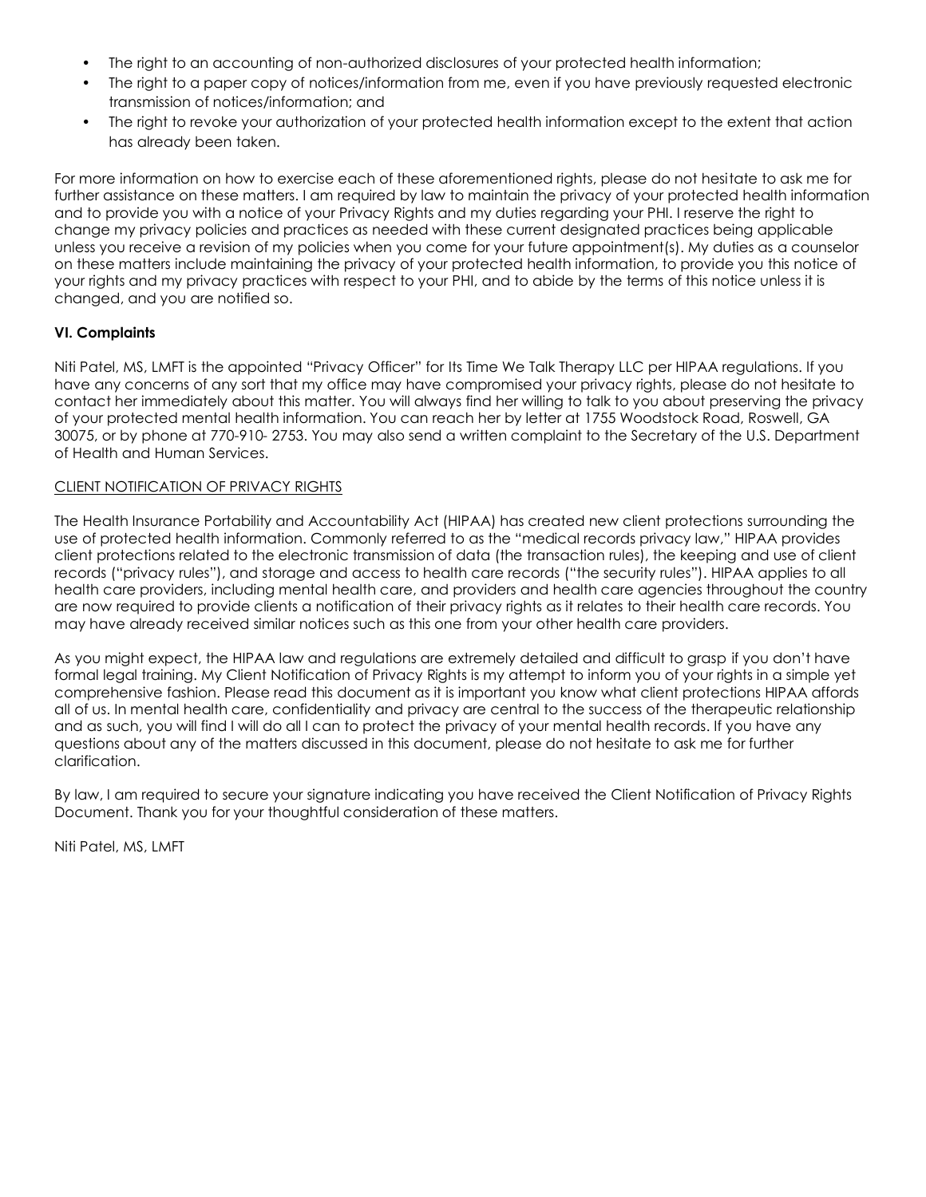- The right to an accounting of non-authorized disclosures of your protected health information;
- The right to a paper copy of notices/information from me, even if you have previously requested electronic transmission of notices/information; and
- The right to revoke your authorization of your protected health information except to the extent that action has already been taken.

For more information on how to exercise each of these aforementioned rights, please do not hesitate to ask me for further assistance on these matters. I am required by law to maintain the privacy of your protected health information and to provide you with a notice of your Privacy Rights and my duties regarding your PHI. I reserve the right to change my privacy policies and practices as needed with these current designated practices being applicable unless you receive a revision of my policies when you come for your future appointment(s). My duties as a counselor on these matters include maintaining the privacy of your protected health information, to provide you this notice of your rights and my privacy practices with respect to your PHI, and to abide by the terms of this notice unless it is changed, and you are notified so.

**VI. Complaints**

Niti Patel, MS, LMFT is the appointed "Privacy Officer" for Its Time We Talk Therapy LLC per HIPAA regulations. If you have any concerns of any sort that my office may have compromised your privacy rights, please do not hesitate to contact her immediately about this matter. You will always find her willing to talk to you about preserving the privacy of your protected mental health information. You can reach her by letter at 1755 Woodstock Road, Roswell, GA 30075, or by phone at 770-910- 2753. You may also send a written complaint to the Secretary of the U.S. Department of Health and Human Services.

<u>CLIENT NOTIFICATION OF PRIVACY RIGHTS</u>

The Health Insurance Portability and Accountability Act (HIPAA) has created new client protections surrounding the use of protected health information. Commonly referred to as the "medical records privacy law," HIPAA provides client protections related to the electronic transmission of data (the transaction rules), the keeping and use of client records ("privacy rules"), and storage and access to health care records ("the security rules"). HIPAA applies to all health care providers, including mental health care, and providers and health care agencies throughout the country are now required to provide clients a notification of their privacy rights as it relates to their health care records. You may have already received similar notices such as this one from your other health care providers.

As you might expect, the HIPAA law and regulations are extremely detailed and difficult to grasp if you don't have formal legal training. My Client Notification of Privacy Rights is my attempt to inform you of your rights in a simple yet comprehensive fashion. Please read this document as it is important you know what client protections HIPAA affords all of us. In mental health care, confidentiality and privacy are central to the success of the therapeutic relationship and as such, you will find I will do all I can to protect the privacy of your mental health records. If you have any questions about any of the matters discussed in this document, please do not hesitate to ask me for further clarification.

By law, I am required to secure your signature indicating you have received the Client Notification of Privacy Rights Document. Thank you for your thoughtful consideration of these matters.

Niti Patel, MS, LMFT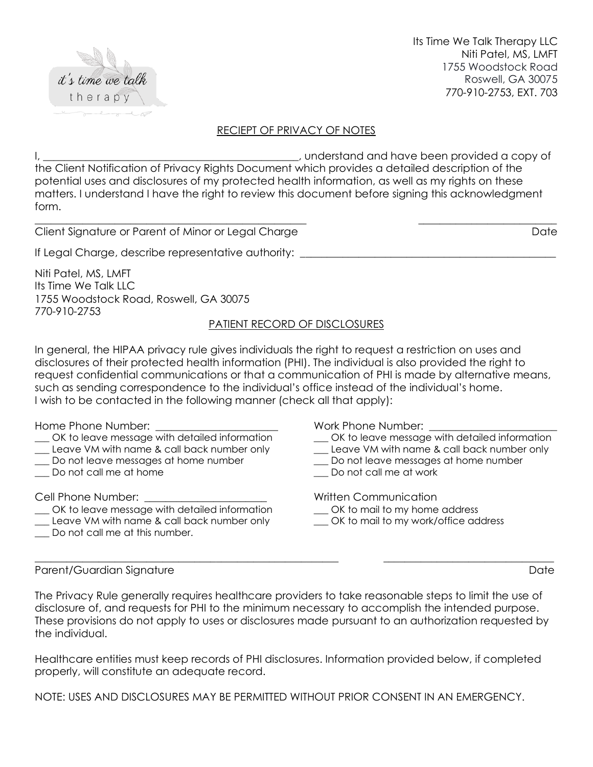Its Time We Talk Therapy LLC
Niti Patel, MS, LMFT
1755 Woodstock Road
Roswell, GA 30075
770-910-2753, EXT. 703

## RECIEPT OF PRIVACY OF NOTES

I, ________________________________________________, understand and have been provided a copy of the Client Notification of Privacy Rights Document which provides a detailed description of the potential uses and disclosures of my protected health information, as well as my rights on these matters. I understand I have the right to review this document before signing this acknowledgment form.

_____________________________________________________ _________________________
Client Signature or Parent of Minor or Legal Charge Date

If Legal Charge, describe representative authority: _______________________________________________

Niti Patel, MS, LMFT
Its Time We Talk LLC
1755 Woodstock Road, Roswell, GA 30075
770-910-2753

## PATIENT RECORD OF DISCLOSURES

In general, the HIPAA privacy rule gives individuals the right to request a restriction on uses and disclosures of their protected health information (PHI). The individual is also provided the right to request confidential communications or that a communication of PHI is made by alternative means, such as sending correspondence to the individual's office instead of the individual's home.
I wish to be contacted in the following manner (check all that apply):

Home Phone Number: _______________________
___ OK to leave message with detailed information
___ Leave VM with name & call back number only
___ Do not leave messages at home number
___ Do not call me at home

Work Phone Number: ________________________
___ OK to leave message with detailed information
___ Leave VM with name & call back number only
___ Do not leave messages at home number
___ Do not call me at work

Cell Phone Number: ______________________
___ OK to leave message with detailed information
___ Leave VM with name & call back number only
___ Do not call me at this number.

Written Communication
___ OK to mail to my home address
___ OK to mail to my work/office address

_________________________________________________________ ________________________________
Parent/Guardian Signature Date

The Privacy Rule generally requires healthcare providers to take reasonable steps to limit the use of disclosure of, and requests for PHI to the minimum necessary to accomplish the intended purpose. These provisions do not apply to uses or disclosures made pursuant to an authorization requested by the individual.

Healthcare entities must keep records of PHI disclosures. Information provided below, if completed properly, will constitute an adequate record.

NOTE: USES AND DISCLOSURES MAY BE PERMITTED WITHOUT PRIOR CONSENT IN AN EMERGENCY.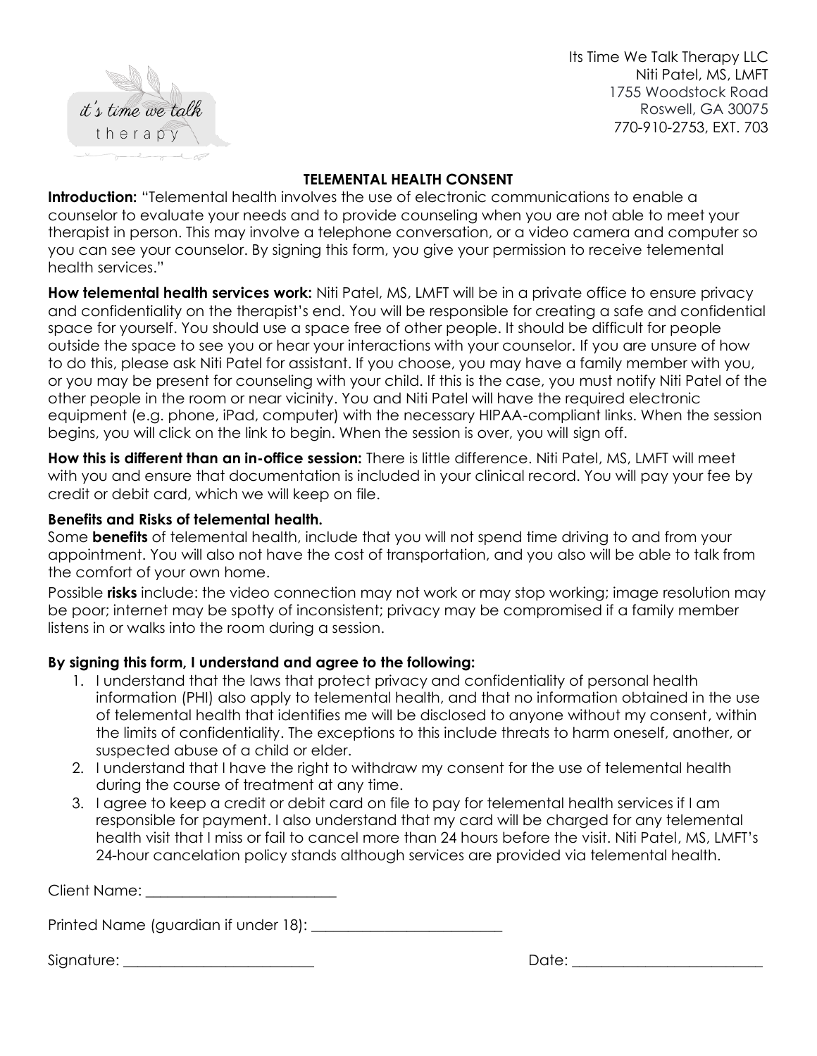Its Time We Talk Therapy LLC
Niti Patel, MS, LMFT
1755 Woodstock Road
Roswell, GA 30075
770-910-2753, EXT. 703

# TELEMENTAL HEALTH CONSENT

**Introduction:** "Telemental health involves the use of electronic communications to enable a counselor to evaluate your needs and to provide counseling when you are not able to meet your therapist in person. This may involve a telephone conversation, or a video camera and computer so you can see your counselor. By signing this form, you give your permission to receive telemental health services."

**How telemental health services work:** Niti Patel, MS, LMFT will be in a private office to ensure privacy and confidentiality on the therapist's end. You will be responsible for creating a safe and confidential space for yourself. You should use a space free of other people. It should be difficult for people outside the space to see you or hear your interactions with your counselor. If you are unsure of how to do this, please ask Niti Patel for assistant. If you choose, you may have a family member with you, or you may be present for counseling with your child. If this is the case, you must notify Niti Patel of the other people in the room or near vicinity. You and Niti Patel will have the required electronic equipment (e.g. phone, iPad, computer) with the necessary HIPAA-compliant links. When the session begins, you will click on the link to begin. When the session is over, you will sign off.

**How this is different than an in-office session:** There is little difference. Niti Patel, MS, LMFT will meet with you and ensure that documentation is included in your clinical record. You will pay your fee by credit or debit card, which we will keep on file.

**Benefits and Risks of telemental health.**

Some **benefits** of telemental health, include that you will not spend time driving to and from your appointment. You will also not have the cost of transportation, and you also will be able to talk from the comfort of your own home.

Possible **risks** include: the video connection may not work or may stop working; image resolution may be poor; internet may be spotty of inconsistent; privacy may be compromised if a family member listens in or walks into the room during a session.

**By signing this form, I understand and agree to the following:**

1. I understand that the laws that protect privacy and confidentiality of personal health information (PHI) also apply to telemental health, and that no information obtained in the use of telemental health that identifies me will be disclosed to anyone without my consent, within the limits of confidentiality. The exceptions to this include threats to harm oneself, another, or suspected abuse of a child or elder.
2. I understand that I have the right to withdraw my consent for the use of telemental health during the course of treatment at any time.
3. I agree to keep a credit or debit card on file to pay for telemental health services if I am responsible for payment. I also understand that my card will be charged for any telemental health visit that I miss or fail to cancel more than 24 hours before the visit. Niti Patel, MS, LMFT's 24-hour cancelation policy stands although services are provided via telemental health.

Client Name: ___________________________

Printed Name (guardian if under 18): ___________________________

Signature: ___________________________ Date: ___________________________